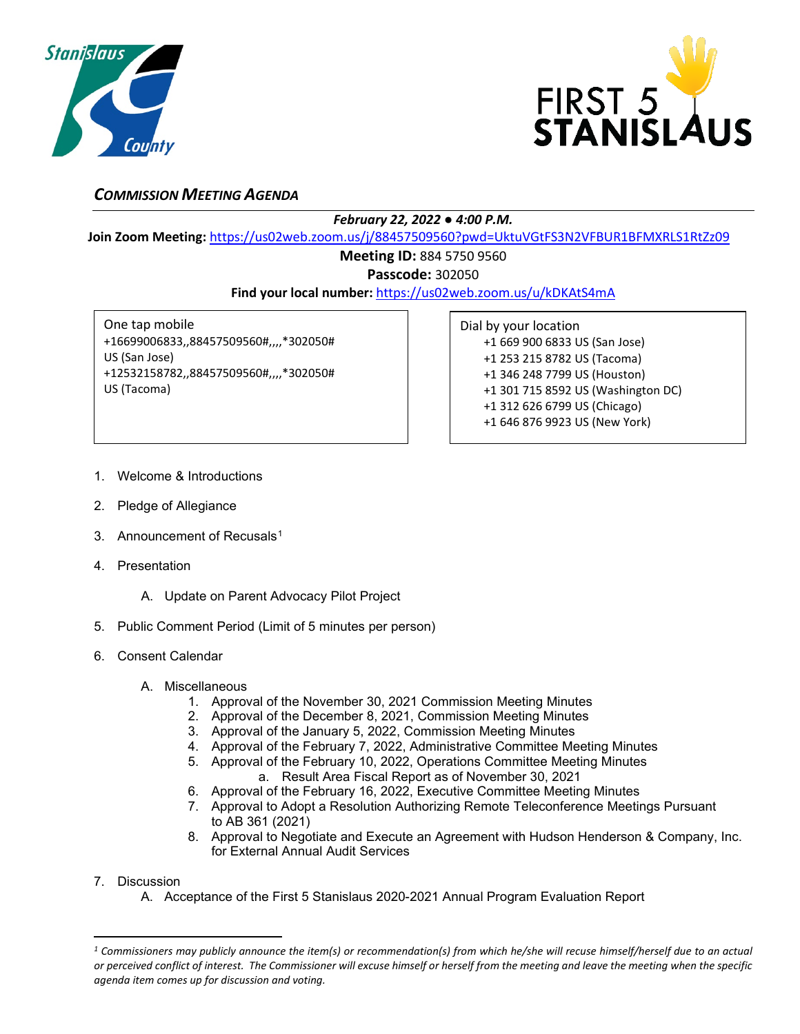## *COMMISSION MEETING AGENDA*

***February 22, 2022 ● 4:00 P.M.***

**Join Zoom Meeting:** https://us02web.zoom.us/j/88457509560?pwd=UktuVGtFS3N2VFBUR1BFMXRLS1RtZz09

**Meeting ID:** 884 5750 9560

**Passcode:** 302050

**Find your local number:** https://us02web.zoom.us/u/kDKAtS4mA

One tap mobile
+16699006833,,88457509560#,,,,*302050# US (San Jose)
+12532158782,,88457509560#,,,,*302050# US (Tacoma)

Dial by your location
- +1 669 900 6833 US (San Jose)
- +1 253 215 8782 US (Tacoma)
- +1 346 248 7799 US (Houston)
- +1 301 715 8592 US (Washington DC)
- +1 312 626 6799 US (Chicago)
- +1 646 876 9923 US (New York)

1. Welcome & Introductions
2. Pledge of Allegiance
3. Announcement of Recusals[1]
4. Presentation
   - A. Update on Parent Advocacy Pilot Project
5. Public Comment Period (Limit of 5 minutes per person)
6. Consent Calendar
   - A. Miscellaneous
     1. Approval of the November 30, 2021 Commission Meeting Minutes
     2. Approval of the December 8, 2021, Commission Meeting Minutes
     3. Approval of the January 5, 2022, Commission Meeting Minutes
     4. Approval of the February 7, 2022, Administrative Committee Meeting Minutes
     5. Approval of the February 10, 2022, Operations Committee Meeting Minutes
        - a. Result Area Fiscal Report as of November 30, 2021
     6. Approval of the February 16, 2022, Executive Committee Meeting Minutes
     7. Approval to Adopt a Resolution Authorizing Remote Teleconference Meetings Pursuant to AB 361 (2021)
     8. Approval to Negotiate and Execute an Agreement with Hudson Henderson & Company, Inc. for External Annual Audit Services
7. Discussion
   - A. Acceptance of the First 5 Stanislaus 2020-2021 Annual Program Evaluation Report

---

*[1] Commissioners may publicly announce the item(s) or recommendation(s) from which he/she will recuse himself/herself due to an actual or perceived conflict of interest. The Commissioner will excuse himself or herself from the meeting and leave the meeting when the specific agenda item comes up for discussion and voting.*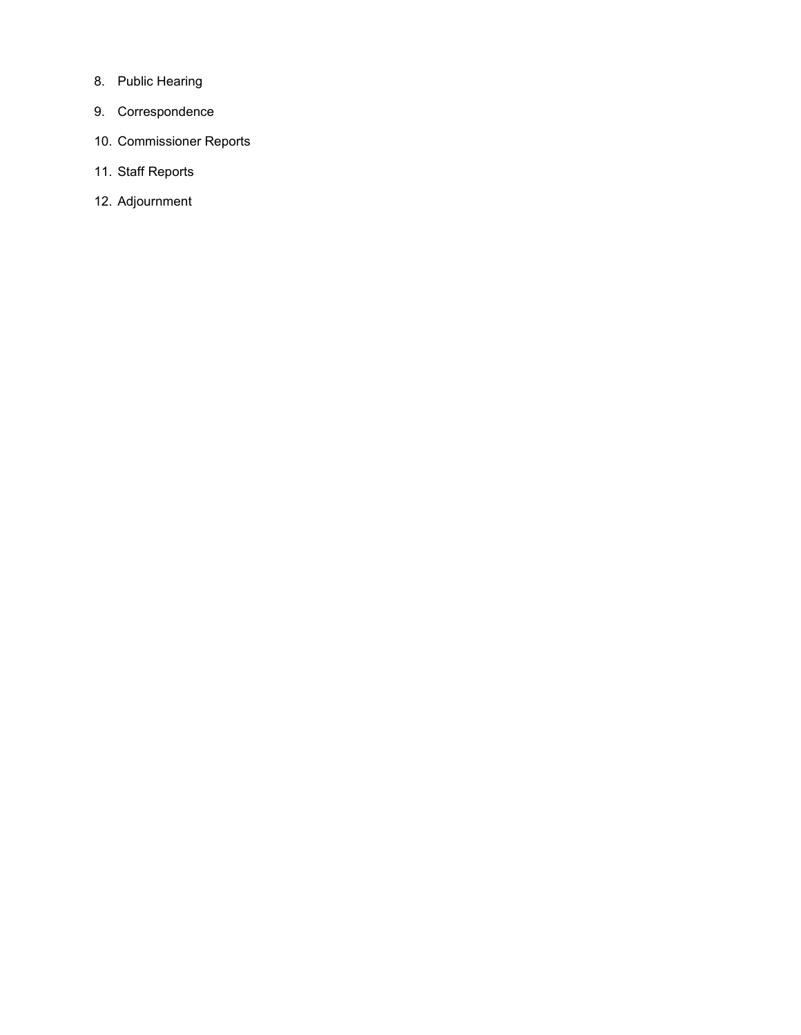8. Public Hearing
9. Correspondence
10. Commissioner Reports
11. Staff Reports
12. Adjournment